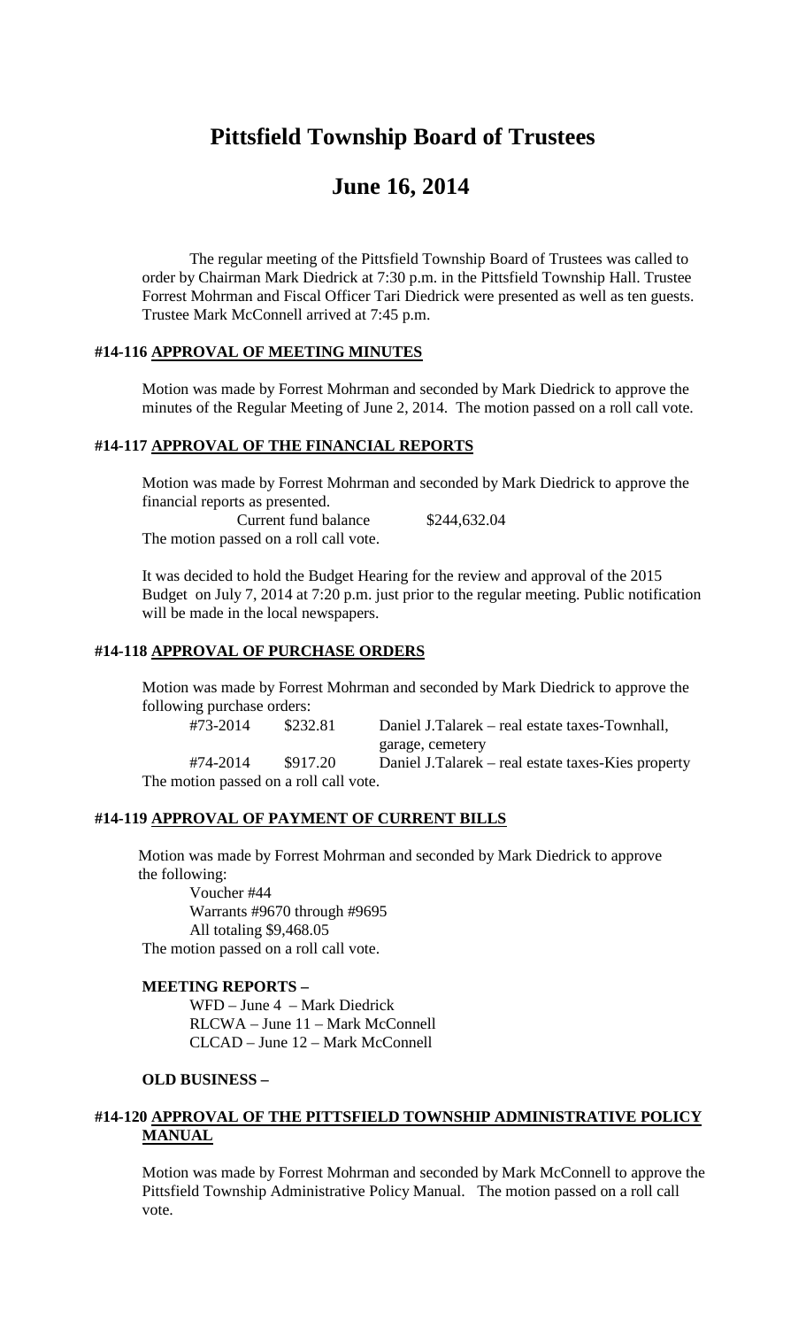# Pittsfield Township Board of Trustees

# June 16, 2014

The regular meeting of the Pittsfield Township Board of Trustees was called to order by Chairman Mark Diedrick at 7:30 p.m. in the Pittsfield Township Hall. Trustee Forrest Mohrman and Fiscal Officer Tari Diedrick were presented as well as ten guests. Trustee Mark McConnell arrived at 7:45 p.m.

### #14-116 **APPROVAL OF MEETING MINUTES**

Motion was made by Forrest Mohrman and seconded by Mark Diedrick to approve the minutes of the Regular Meeting of June 2, 2014. The motion passed on a roll call vote.

### #14-117 **APPROVAL OF THE FINANCIAL REPORTS**

Motion was made by Forrest Mohrman and seconded by Mark Diedrick to approve the financial reports as presented.

Current fund balance $244,632.04

The motion passed on a roll call vote.

It was decided to hold the Budget Hearing for the review and approval of the 2015 Budget on July 7, 2014 at 7:20 p.m. just prior to the regular meeting. Public notification will be made in the local newspapers.

### #14-118 **APPROVAL OF PURCHASE ORDERS**

Motion was made by Forrest Mohrman and seconded by Mark Diedrick to approve the following purchase orders:

| | | |
|---|---|---|
| #73-2014 | $232.81 | Daniel J.Talarek – real estate taxes-Townhall, garage, cemetery |
| #74-2014 | $917.20 | Daniel J.Talarek – real estate taxes-Kies property |

The motion passed on a roll call vote.

### #14-119 **APPROVAL OF PAYMENT OF CURRENT BILLS**

Motion was made by Forrest Mohrman and seconded by Mark Diedrick to approve the following:

Voucher #44
Warrants #9670 through #9695
All totaling $9,468.05

The motion passed on a roll call vote.

**MEETING REPORTS –**

WFD – June 4 – Mark Diedrick
RLCWA – June 11 – Mark McConnell
CLCAD – June 12 – Mark McConnell

**OLD BUSINESS –**

### #14-120 **APPROVAL OF THE PITTSFIELD TOWNSHIP ADMINISTRATIVE POLICY MANUAL**

Motion was made by Forrest Mohrman and seconded by Mark McConnell to approve the Pittsfield Township Administrative Policy Manual. The motion passed on a roll call vote.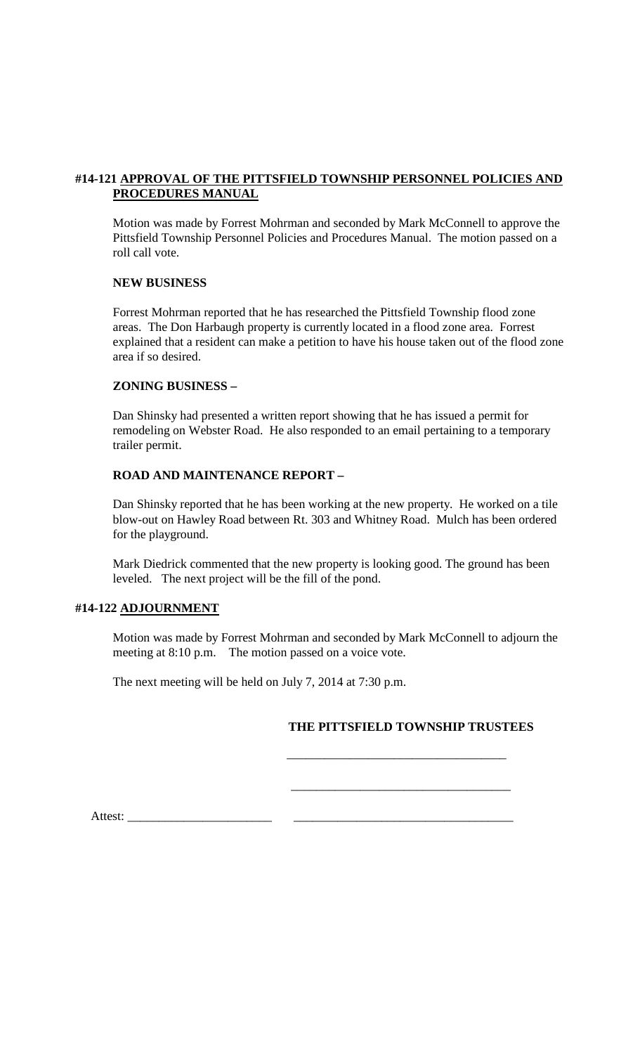**#14-121 APPROVAL OF THE PITTSFIELD TOWNSHIP PERSONNEL POLICIES AND PROCEDURES MANUAL**

Motion was made by Forrest Mohrman and seconded by Mark McConnell to approve the Pittsfield Township Personnel Policies and Procedures Manual. The motion passed on a roll call vote.

**NEW BUSINESS**

Forrest Mohrman reported that he has researched the Pittsfield Township flood zone areas. The Don Harbaugh property is currently located in a flood zone area. Forrest explained that a resident can make a petition to have his house taken out of the flood zone area if so desired.

**ZONING BUSINESS –**

Dan Shinsky had presented a written report showing that he has issued a permit for remodeling on Webster Road. He also responded to an email pertaining to a temporary trailer permit.

**ROAD AND MAINTENANCE REPORT –**

Dan Shinsky reported that he has been working at the new property. He worked on a tile blow-out on Hawley Road between Rt. 303 and Whitney Road. Mulch has been ordered for the playground.

Mark Diedrick commented that the new property is looking good. The ground has been leveled. The next project will be the fill of the pond.

**#14-122 ADJOURNMENT**

Motion was made by Forrest Mohrman and seconded by Mark McConnell to adjourn the meeting at 8:10 p.m. The motion passed on a voice vote.

The next meeting will be held on July 7, 2014 at 7:30 p.m.

**THE PITTSFIELD TOWNSHIP TRUSTEES**

___________________________________

___________________________________

Attest: _______________________ ___________________________________